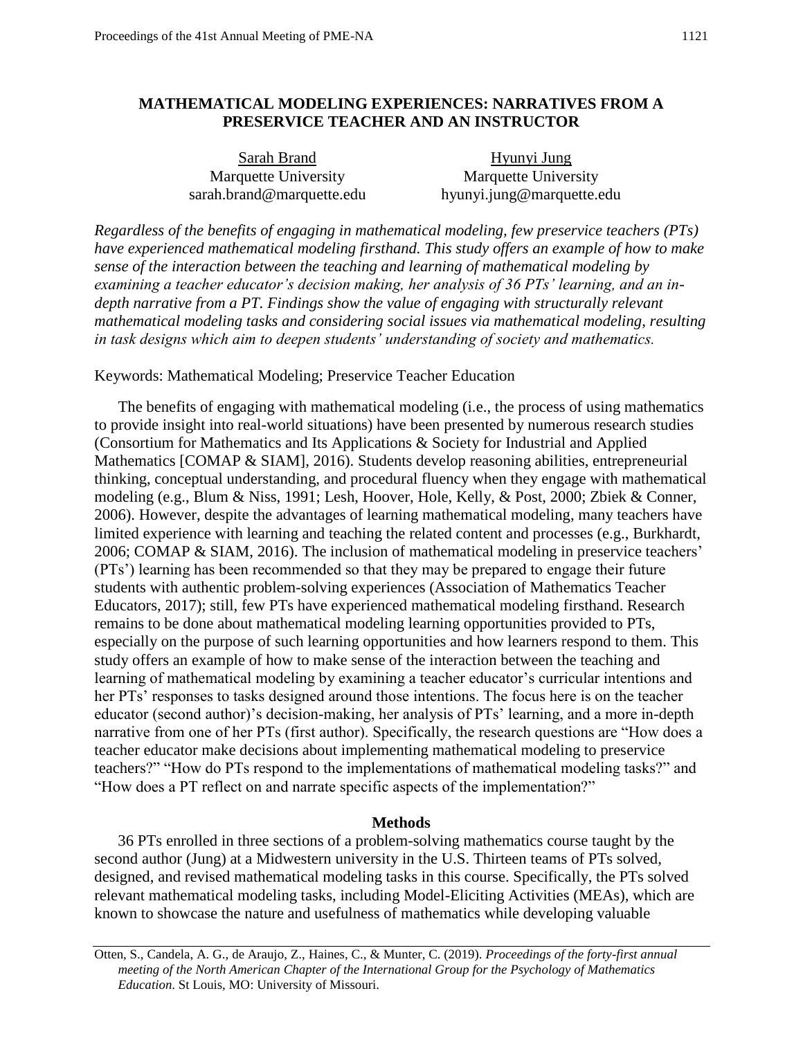# MATHEMATICAL MODELING EXPERIENCES: NARRATIVES FROM A PRESERVICE TEACHER AND AN INSTRUCTOR

Sarah Brand
Marquette University
sarah.brand@marquette.edu

Hyunyi Jung
Marquette University
hyunyi.jung@marquette.edu

*Regardless of the benefits of engaging in mathematical modeling, few preservice teachers (PTs) have experienced mathematical modeling firsthand. This study offers an example of how to make sense of the interaction between the teaching and learning of mathematical modeling by examining a teacher educator's decision making, her analysis of 36 PTs' learning, and an in-depth narrative from a PT. Findings show the value of engaging with structurally relevant mathematical modeling tasks and considering social issues via mathematical modeling, resulting in task designs which aim to deepen students' understanding of society and mathematics.*

Keywords: Mathematical Modeling; Preservice Teacher Education

The benefits of engaging with mathematical modeling (i.e., the process of using mathematics to provide insight into real-world situations) have been presented by numerous research studies (Consortium for Mathematics and Its Applications & Society for Industrial and Applied Mathematics [COMAP & SIAM], 2016). Students develop reasoning abilities, entrepreneurial thinking, conceptual understanding, and procedural fluency when they engage with mathematical modeling (e.g., Blum & Niss, 1991; Lesh, Hoover, Hole, Kelly, & Post, 2000; Zbiek & Conner, 2006). However, despite the advantages of learning mathematical modeling, many teachers have limited experience with learning and teaching the related content and processes (e.g., Burkhardt, 2006; COMAP & SIAM, 2016). The inclusion of mathematical modeling in preservice teachers' (PTs') learning has been recommended so that they may be prepared to engage their future students with authentic problem-solving experiences (Association of Mathematics Teacher Educators, 2017); still, few PTs have experienced mathematical modeling firsthand. Research remains to be done about mathematical modeling learning opportunities provided to PTs, especially on the purpose of such learning opportunities and how learners respond to them. This study offers an example of how to make sense of the interaction between the teaching and learning of mathematical modeling by examining a teacher educator's curricular intentions and her PTs' responses to tasks designed around those intentions. The focus here is on the teacher educator (second author)'s decision-making, her analysis of PTs' learning, and a more in-depth narrative from one of her PTs (first author). Specifically, the research questions are "How does a teacher educator make decisions about implementing mathematical modeling to preservice teachers?" "How do PTs respond to the implementations of mathematical modeling tasks?" and "How does a PT reflect on and narrate specific aspects of the implementation?"

## Methods

36 PTs enrolled in three sections of a problem-solving mathematics course taught by the second author (Jung) at a Midwestern university in the U.S. Thirteen teams of PTs solved, designed, and revised mathematical modeling tasks in this course. Specifically, the PTs solved relevant mathematical modeling tasks, including Model-Eliciting Activities (MEAs), which are known to showcase the nature and usefulness of mathematics while developing valuable

Otten, S., Candela, A. G., de Araujo, Z., Haines, C., & Munter, C. (2019). *Proceedings of the forty-first annual meeting of the North American Chapter of the International Group for the Psychology of Mathematics Education*. St Louis, MO: University of Missouri.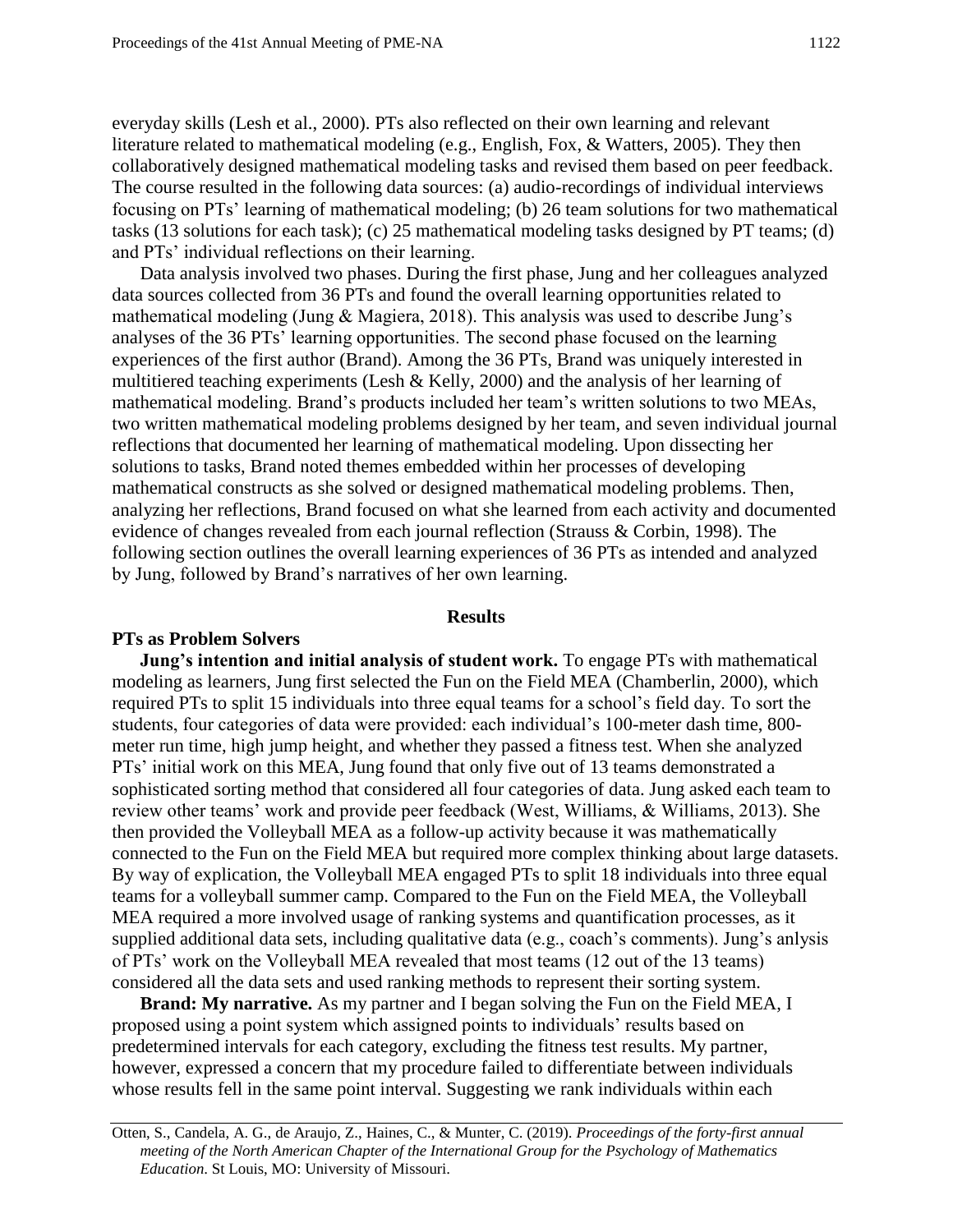everyday skills (Lesh et al., 2000). PTs also reflected on their own learning and relevant literature related to mathematical modeling (e.g., English, Fox, & Watters, 2005). They then collaboratively designed mathematical modeling tasks and revised them based on peer feedback. The course resulted in the following data sources: (a) audio-recordings of individual interviews focusing on PTs' learning of mathematical modeling; (b) 26 team solutions for two mathematical tasks (13 solutions for each task); (c) 25 mathematical modeling tasks designed by PT teams; (d) and PTs' individual reflections on their learning.

Data analysis involved two phases. During the first phase, Jung and her colleagues analyzed data sources collected from 36 PTs and found the overall learning opportunities related to mathematical modeling (Jung & Magiera, 2018). This analysis was used to describe Jung's analyses of the 36 PTs' learning opportunities. The second phase focused on the learning experiences of the first author (Brand). Among the 36 PTs, Brand was uniquely interested in multitiered teaching experiments (Lesh & Kelly, 2000) and the analysis of her learning of mathematical modeling. Brand's products included her team's written solutions to two MEAs, two written mathematical modeling problems designed by her team, and seven individual journal reflections that documented her learning of mathematical modeling. Upon dissecting her solutions to tasks, Brand noted themes embedded within her processes of developing mathematical constructs as she solved or designed mathematical modeling problems. Then, analyzing her reflections, Brand focused on what she learned from each activity and documented evidence of changes revealed from each journal reflection (Strauss & Corbin, 1998). The following section outlines the overall learning experiences of 36 PTs as intended and analyzed by Jung, followed by Brand's narratives of her own learning.

## Results

### PTs as Problem Solvers

**Jung's intention and initial analysis of student work.** To engage PTs with mathematical modeling as learners, Jung first selected the Fun on the Field MEA (Chamberlin, 2000), which required PTs to split 15 individuals into three equal teams for a school's field day. To sort the students, four categories of data were provided: each individual's 100-meter dash time, 800-meter run time, high jump height, and whether they passed a fitness test. When she analyzed PTs' initial work on this MEA, Jung found that only five out of 13 teams demonstrated a sophisticated sorting method that considered all four categories of data. Jung asked each team to review other teams' work and provide peer feedback (West, Williams, & Williams, 2013). She then provided the Volleyball MEA as a follow-up activity because it was mathematically connected to the Fun on the Field MEA but required more complex thinking about large datasets. By way of explication, the Volleyball MEA engaged PTs to split 18 individuals into three equal teams for a volleyball summer camp. Compared to the Fun on the Field MEA, the Volleyball MEA required a more involved usage of ranking systems and quantification processes, as it supplied additional data sets, including qualitative data (e.g., coach's comments). Jung's anlysis of PTs' work on the Volleyball MEA revealed that most teams (12 out of the 13 teams) considered all the data sets and used ranking methods to represent their sorting system.

**Brand: My narrative.** As my partner and I began solving the Fun on the Field MEA, I proposed using a point system which assigned points to individuals' results based on predetermined intervals for each category, excluding the fitness test results. My partner, however, expressed a concern that my procedure failed to differentiate between individuals whose results fell in the same point interval. Suggesting we rank individuals within each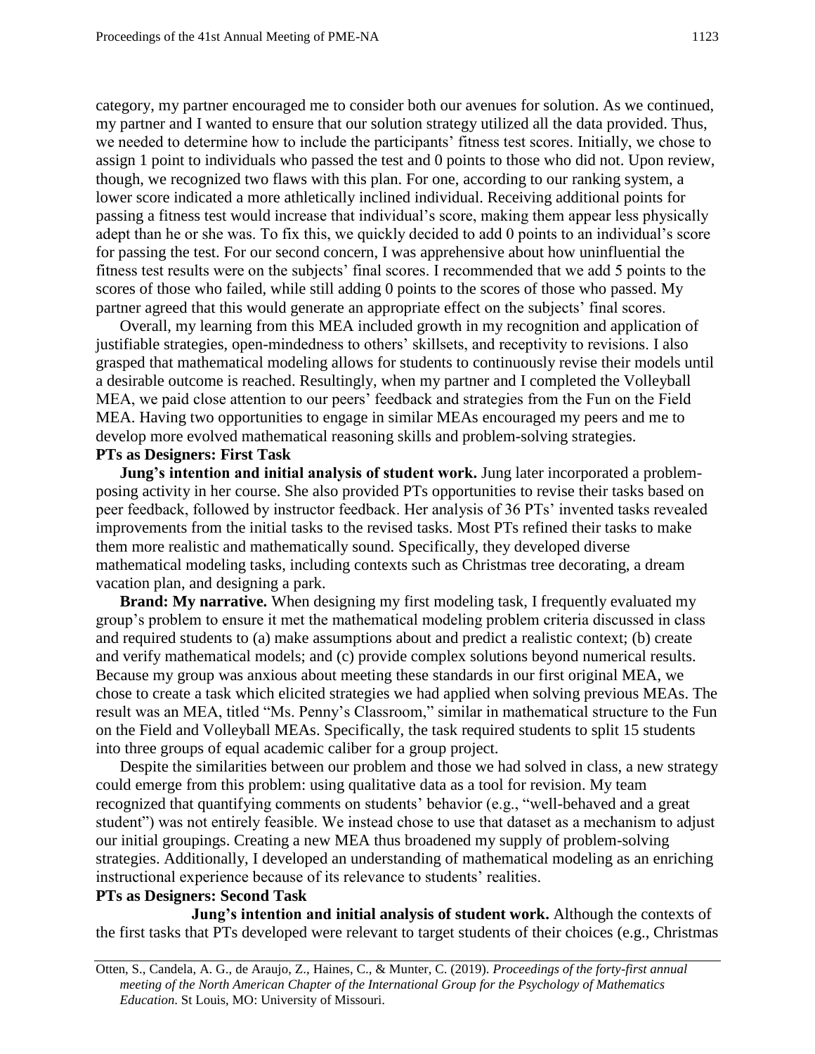category, my partner encouraged me to consider both our avenues for solution. As we continued, my partner and I wanted to ensure that our solution strategy utilized all the data provided. Thus, we needed to determine how to include the participants' fitness test scores. Initially, we chose to assign 1 point to individuals who passed the test and 0 points to those who did not. Upon review, though, we recognized two flaws with this plan. For one, according to our ranking system, a lower score indicated a more athletically inclined individual. Receiving additional points for passing a fitness test would increase that individual's score, making them appear less physically adept than he or she was. To fix this, we quickly decided to add 0 points to an individual's score for passing the test. For our second concern, I was apprehensive about how uninfluential the fitness test results were on the subjects' final scores. I recommended that we add 5 points to the scores of those who failed, while still adding 0 points to the scores of those who passed. My partner agreed that this would generate an appropriate effect on the subjects' final scores.

Overall, my learning from this MEA included growth in my recognition and application of justifiable strategies, open-mindedness to others' skillsets, and receptivity to revisions. I also grasped that mathematical modeling allows for students to continuously revise their models until a desirable outcome is reached. Resultingly, when my partner and I completed the Volleyball MEA, we paid close attention to our peers' feedback and strategies from the Fun on the Field MEA. Having two opportunities to engage in similar MEAs encouraged my peers and me to develop more evolved mathematical reasoning skills and problem-solving strategies.

**PTs as Designers: First Task**

**Jung's intention and initial analysis of student work.** Jung later incorporated a problem-posing activity in her course. She also provided PTs opportunities to revise their tasks based on peer feedback, followed by instructor feedback. Her analysis of 36 PTs' invented tasks revealed improvements from the initial tasks to the revised tasks. Most PTs refined their tasks to make them more realistic and mathematically sound. Specifically, they developed diverse mathematical modeling tasks, including contexts such as Christmas tree decorating, a dream vacation plan, and designing a park.

**Brand: My narrative.** When designing my first modeling task, I frequently evaluated my group's problem to ensure it met the mathematical modeling problem criteria discussed in class and required students to (a) make assumptions about and predict a realistic context; (b) create and verify mathematical models; and (c) provide complex solutions beyond numerical results. Because my group was anxious about meeting these standards in our first original MEA, we chose to create a task which elicited strategies we had applied when solving previous MEAs. The result was an MEA, titled "Ms. Penny's Classroom," similar in mathematical structure to the Fun on the Field and Volleyball MEAs. Specifically, the task required students to split 15 students into three groups of equal academic caliber for a group project.

Despite the similarities between our problem and those we had solved in class, a new strategy could emerge from this problem: using qualitative data as a tool for revision. My team recognized that quantifying comments on students' behavior (e.g., "well-behaved and a great student") was not entirely feasible. We instead chose to use that dataset as a mechanism to adjust our initial groupings. Creating a new MEA thus broadened my supply of problem-solving strategies. Additionally, I developed an understanding of mathematical modeling as an enriching instructional experience because of its relevance to students' realities.

**PTs as Designers: Second Task**

**Jung's intention and initial analysis of student work.** Although the contexts of the first tasks that PTs developed were relevant to target students of their choices (e.g., Christmas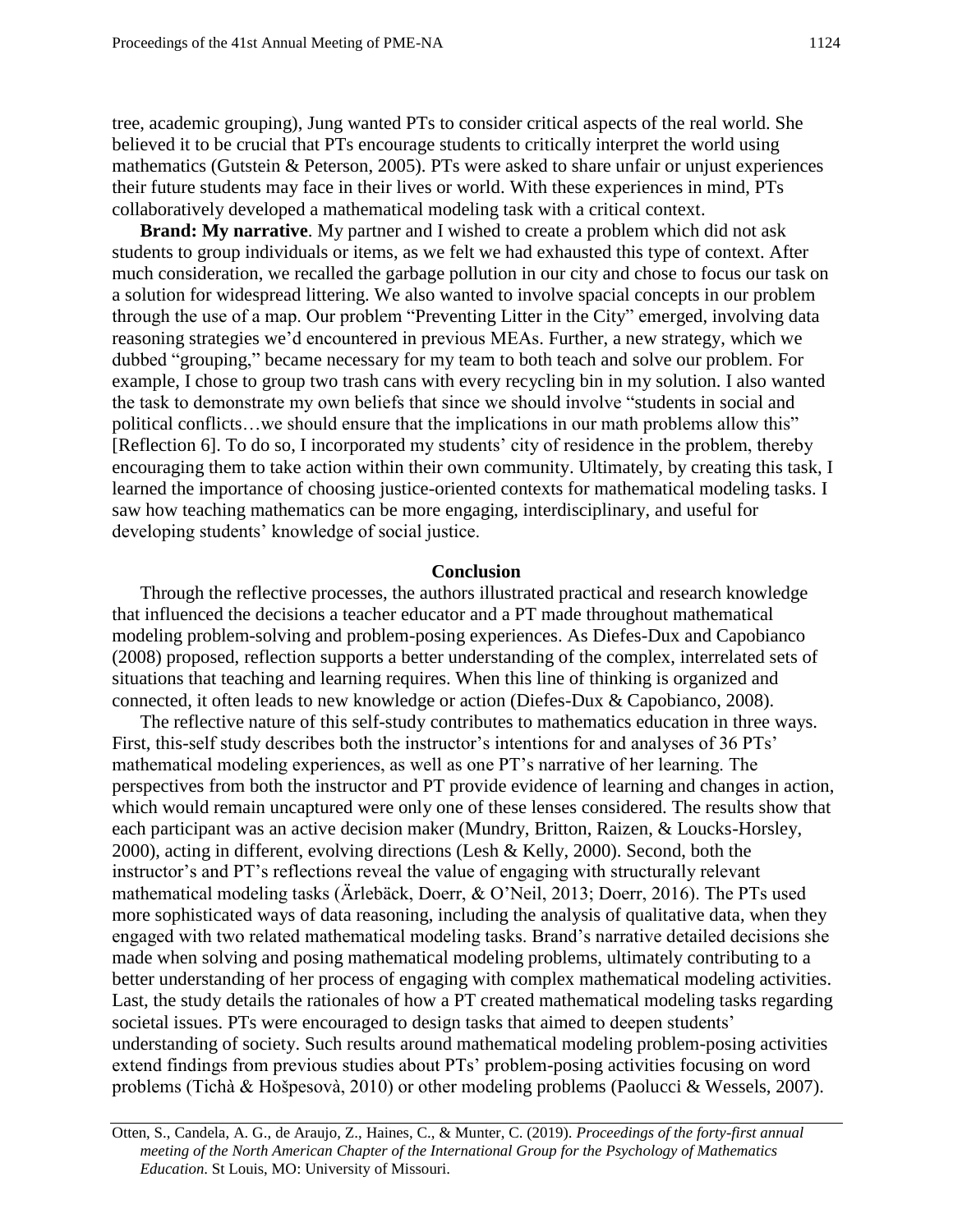tree, academic grouping), Jung wanted PTs to consider critical aspects of the real world. She believed it to be crucial that PTs encourage students to critically interpret the world using mathematics (Gutstein & Peterson, 2005). PTs were asked to share unfair or unjust experiences their future students may face in their lives or world. With these experiences in mind, PTs collaboratively developed a mathematical modeling task with a critical context.

**Brand: My narrative**. My partner and I wished to create a problem which did not ask students to group individuals or items, as we felt we had exhausted this type of context. After much consideration, we recalled the garbage pollution in our city and chose to focus our task on a solution for widespread littering. We also wanted to involve spacial concepts in our problem through the use of a map. Our problem "Preventing Litter in the City" emerged, involving data reasoning strategies we'd encountered in previous MEAs. Further, a new strategy, which we dubbed "grouping," became necessary for my team to both teach and solve our problem. For example, I chose to group two trash cans with every recycling bin in my solution. I also wanted the task to demonstrate my own beliefs that since we should involve "students in social and political conflicts…we should ensure that the implications in our math problems allow this" [Reflection 6]. To do so, I incorporated my students' city of residence in the problem, thereby encouraging them to take action within their own community. Ultimately, by creating this task, I learned the importance of choosing justice-oriented contexts for mathematical modeling tasks. I saw how teaching mathematics can be more engaging, interdisciplinary, and useful for developing students' knowledge of social justice.

## Conclusion

Through the reflective processes, the authors illustrated practical and research knowledge that influenced the decisions a teacher educator and a PT made throughout mathematical modeling problem-solving and problem-posing experiences. As Diefes-Dux and Capobianco (2008) proposed, reflection supports a better understanding of the complex, interrelated sets of situations that teaching and learning requires. When this line of thinking is organized and connected, it often leads to new knowledge or action (Diefes-Dux & Capobianco, 2008).

The reflective nature of this self-study contributes to mathematics education in three ways. First, this-self study describes both the instructor's intentions for and analyses of 36 PTs' mathematical modeling experiences, as well as one PT's narrative of her learning. The perspectives from both the instructor and PT provide evidence of learning and changes in action, which would remain uncaptured were only one of these lenses considered. The results show that each participant was an active decision maker (Mundry, Britton, Raizen, & Loucks-Horsley, 2000), acting in different, evolving directions (Lesh & Kelly, 2000). Second, both the instructor's and PT's reflections reveal the value of engaging with structurally relevant mathematical modeling tasks (Ärlebäck, Doerr, & O'Neil, 2013; Doerr, 2016). The PTs used more sophisticated ways of data reasoning, including the analysis of qualitative data, when they engaged with two related mathematical modeling tasks. Brand's narrative detailed decisions she made when solving and posing mathematical modeling problems, ultimately contributing to a better understanding of her process of engaging with complex mathematical modeling activities. Last, the study details the rationales of how a PT created mathematical modeling tasks regarding societal issues. PTs were encouraged to design tasks that aimed to deepen students' understanding of society. Such results around mathematical modeling problem-posing activities extend findings from previous studies about PTs' problem-posing activities focusing on word problems (Tichà & Hošpesovà, 2010) or other modeling problems (Paolucci & Wessels, 2007).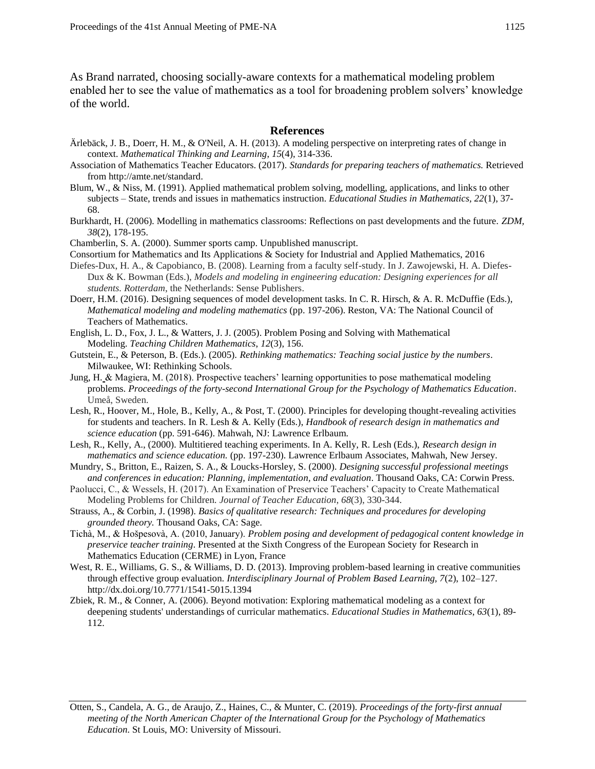As Brand narrated, choosing socially-aware contexts for a mathematical modeling problem enabled her to see the value of mathematics as a tool for broadening problem solvers' knowledge of the world.

## References

Ärlebäck, J. B., Doerr, H. M., & O'Neil, A. H. (2013). A modeling perspective on interpreting rates of change in context. *Mathematical Thinking and Learning*, *15*(4), 314-336.

Association of Mathematics Teacher Educators. (2017). *Standards for preparing teachers of mathematics.* Retrieved from http://amte.net/standard.

Blum, W., & Niss, M. (1991). Applied mathematical problem solving, modelling, applications, and links to other subjects – State, trends and issues in mathematics instruction. *Educational Studies in Mathematics*, *22*(1), 37-68.

Burkhardt, H. (2006). Modelling in mathematics classrooms: Reflections on past developments and the future. *ZDM*, *38*(2), 178-195.

Chamberlin, S. A. (2000). Summer sports camp. Unpublished manuscript.

Consortium for Mathematics and Its Applications & Society for Industrial and Applied Mathematics, 2016

Diefes-Dux, H. A., & Capobianco, B. (2008). Learning from a faculty self-study. In J. Zawojewski, H. A. Diefes-Dux & K. Bowman (Eds.), *Models and modeling in engineering education: Designing experiences for all students. Rotterdam*, the Netherlands: Sense Publishers.

Doerr, H.M. (2016). Designing sequences of model development tasks. In C. R. Hirsch, & A. R. McDuffie (Eds.), *Mathematical modeling and modeling mathematics* (pp. 197-206). Reston, VA: The National Council of Teachers of Mathematics.

English, L. D., Fox, J. L., & Watters, J. J. (2005). Problem Posing and Solving with Mathematical Modeling. *Teaching Children Mathematics*, *12*(3), 156.

Gutstein, E., & Peterson, B. (Eds.). (2005). *Rethinking mathematics: Teaching social justice by the numbers*. Milwaukee, WI: Rethinking Schools.

Jung, H. & Magiera, M. (2018). Prospective teachers' learning opportunities to pose mathematical modeling problems. *Proceedings of the forty-second International Group for the Psychology of Mathematics Education*. Umeå, Sweden.

Lesh, R., Hoover, M., Hole, B., Kelly, A., & Post, T. (2000). Principles for developing thought-revealing activities for students and teachers. In R. Lesh & A. Kelly (Eds.), *Handbook of research design in mathematics and science education* (pp. 591-646). Mahwah, NJ: Lawrence Erlbaum.

Lesh, R., Kelly, A., (2000). Multitiered teaching experiments. In A. Kelly, R. Lesh (Eds.), *Research design in mathematics and science education.* (pp. 197-230). Lawrence Erlbaum Associates, Mahwah, New Jersey.

Mundry, S., Britton, E., Raizen, S. A., & Loucks-Horsley, S. (2000). *Designing successful professional meetings and conferences in education: Planning, implementation, and evaluation*. Thousand Oaks, CA: Corwin Press.

Paolucci, C., & Wessels, H. (2017). An Examination of Preservice Teachers' Capacity to Create Mathematical Modeling Problems for Children. *Journal of Teacher Education*, *68*(3), 330-344.

Strauss, A., & Corbin, J. (1998). *Basics of qualitative research: Techniques and procedures for developing grounded theory.* Thousand Oaks, CA: Sage.

Tichà, M., & Hošpesovà, A. (2010, January). *Problem posing and development of pedagogical content knowledge in preservice teacher training*. Presented at the Sixth Congress of the European Society for Research in Mathematics Education (CERME) in Lyon, France

West, R. E., Williams, G. S., & Williams, D. D. (2013). Improving problem-based learning in creative communities through effective group evaluation. *Interdisciplinary Journal of Problem Based Learning, 7*(2), 102–127. http://dx.doi.org/10.7771/1541-5015.1394

Zbiek, R. M., & Conner, A. (2006). Beyond motivation: Exploring mathematical modeling as a context for deepening students' understandings of curricular mathematics. *Educational Studies in Mathematics*, *63*(1), 89-112.